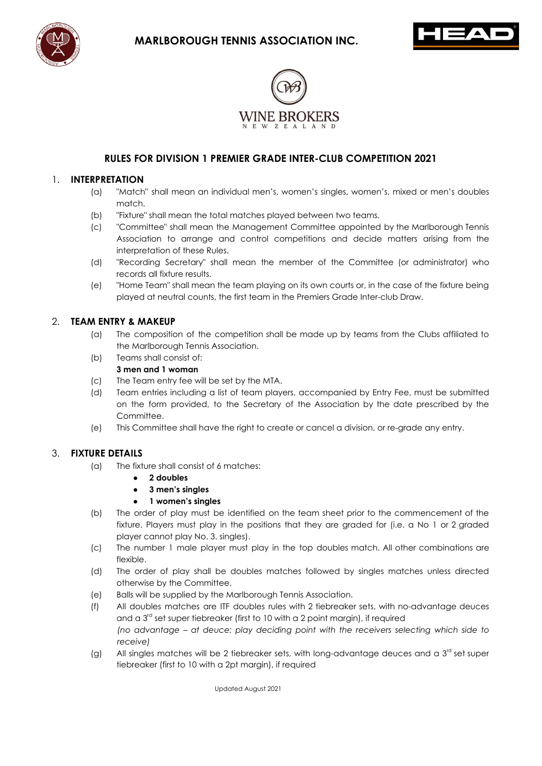# MARLBOROUGH TENNIS ASSOCIATION INC.

WINE BROKERS
NEW ZEALAND

## RULES FOR DIVISION 1 PREMIER GRADE INTER-CLUB COMPETITION 2021

### 1. INTERPRETATION

(a) "Match" shall mean an individual men's, women's singles, women's, mixed or men's doubles match.

(b) "Fixture" shall mean the total matches played between two teams.

(c) "Committee" shall mean the Management Committee appointed by the Marlborough Tennis Association to arrange and control competitions and decide matters arising from the interpretation of these Rules.

(d) "Recording Secretary" shall mean the member of the Committee (or administrator) who records all fixture results.

(e) "Home Team" shall mean the team playing on its own courts or, in the case of the fixture being played at neutral counts, the first team in the Premiers Grade Inter-club Draw.

### 2. TEAM ENTRY & MAKEUP

(a) The composition of the competition shall be made up by teams from the Clubs affiliated to the Marlborough Tennis Association.

(b) Teams shall consist of:
**3 men and 1 woman**

(c) The Team entry fee will be set by the MTA.

(d) Team entries including a list of team players, accompanied by Entry Fee, must be submitted on the form provided, to the Secretary of the Association by the date prescribed by the Committee.

(e) This Committee shall have the right to create or cancel a division, or re-grade any entry.

### 3. FIXTURE DETAILS

(a) The fixture shall consist of 6 matches:
- **2 doubles**
- **3 men's singles**
- **1 women's singles**

(b) The order of play must be identified on the team sheet prior to the commencement of the fixture. Players must play in the positions that they are graded for (i.e. a No 1 or 2 graded player cannot play No. 3. singles).

(c) The number 1 male player must play in the top doubles match. All other combinations are flexible.

(d) The order of play shall be doubles matches followed by singles matches unless directed otherwise by the Committee.

(e) Balls will be supplied by the Marlborough Tennis Association.

(f) All doubles matches are ITF doubles rules with 2 tiebreaker sets, with no-advantage deuces and a 3rd set super tiebreaker (first to 10 with a 2 point margin), if required
*(no advantage – at deuce: play deciding point with the receivers selecting which side to receive)*

(g) All singles matches will be 2 tiebreaker sets, with long-advantage deuces and a 3rd set super tiebreaker (first to 10 with a 2pt margin), if required

Updated August 2021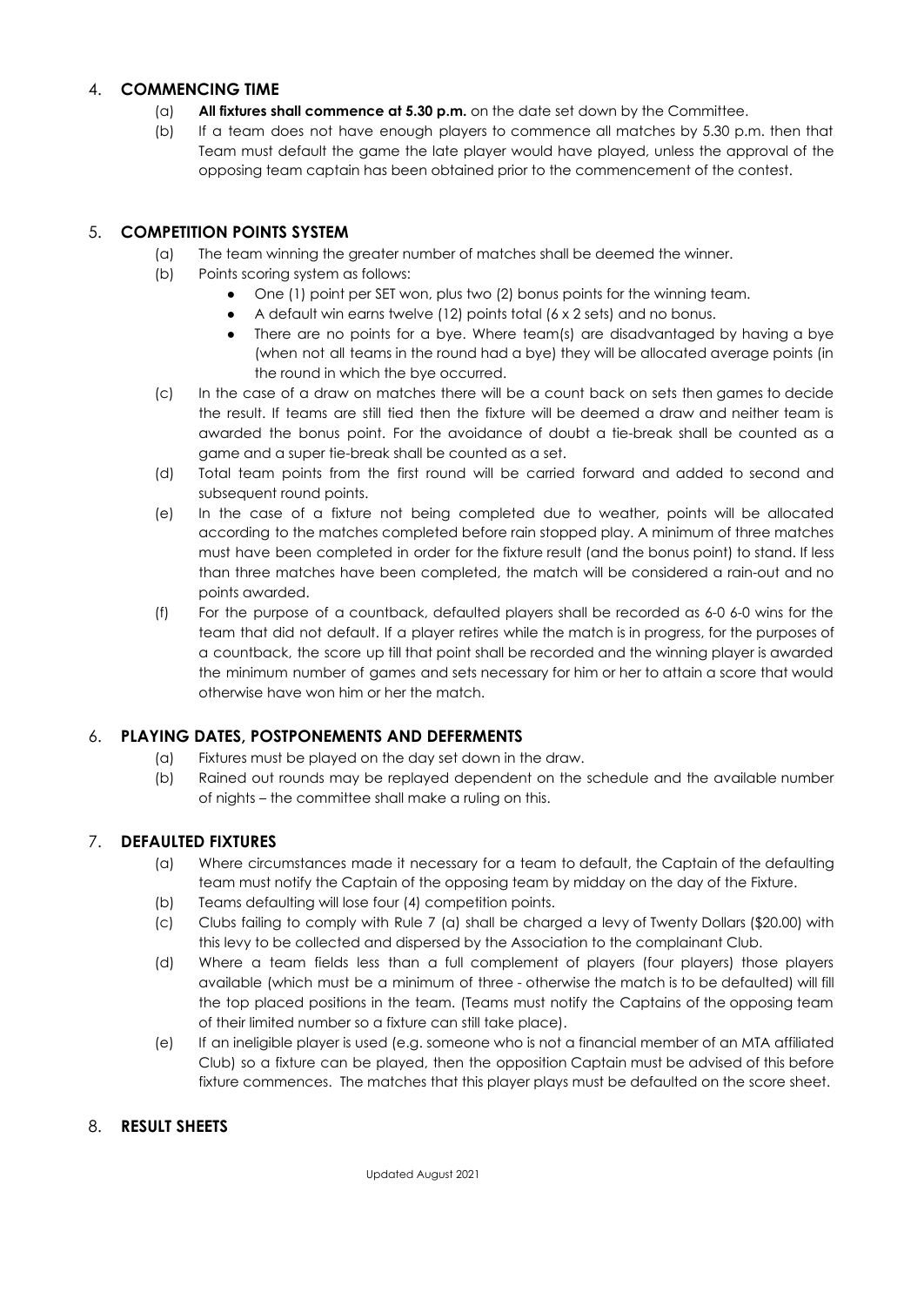## 4. **COMMENCING TIME**

(a) **All fixtures shall commence at 5.30 p.m.** on the date set down by the Committee.

(b) If a team does not have enough players to commence all matches by 5.30 p.m. then that Team must default the game the late player would have played, unless the approval of the opposing team captain has been obtained prior to the commencement of the contest.

## 5. **COMPETITION POINTS SYSTEM**

(a) The team winning the greater number of matches shall be deemed the winner.

(b) Points scoring system as follows:

- One (1) point per SET won, plus two (2) bonus points for the winning team.
- A default win earns twelve (12) points total (6 x 2 sets) and no bonus.
- There are no points for a bye. Where team(s) are disadvantaged by having a bye (when not all teams in the round had a bye) they will be allocated average points (in the round in which the bye occurred.

(c) In the case of a draw on matches there will be a count back on sets then games to decide the result. If teams are still tied then the fixture will be deemed a draw and neither team is awarded the bonus point. For the avoidance of doubt a tie-break shall be counted as a game and a super tie-break shall be counted as a set.

(d) Total team points from the first round will be carried forward and added to second and subsequent round points.

(e) In the case of a fixture not being completed due to weather, points will be allocated according to the matches completed before rain stopped play. A minimum of three matches must have been completed in order for the fixture result (and the bonus point) to stand. If less than three matches have been completed, the match will be considered a rain-out and no points awarded.

(f) For the purpose of a countback, defaulted players shall be recorded as 6-0 6-0 wins for the team that did not default. If a player retires while the match is in progress, for the purposes of a countback, the score up till that point shall be recorded and the winning player is awarded the minimum number of games and sets necessary for him or her to attain a score that would otherwise have won him or her the match.

## 6. **PLAYING DATES, POSTPONEMENTS AND DEFERMENTS**

(a) Fixtures must be played on the day set down in the draw.

(b) Rained out rounds may be replayed dependent on the schedule and the available number of nights – the committee shall make a ruling on this.

## 7. **DEFAULTED FIXTURES**

(a) Where circumstances made it necessary for a team to default, the Captain of the defaulting team must notify the Captain of the opposing team by midday on the day of the Fixture.

(b) Teams defaulting will lose four (4) competition points.

(c) Clubs failing to comply with Rule 7 (a) shall be charged a levy of Twenty Dollars ($20.00) with this levy to be collected and dispersed by the Association to the complainant Club.

(d) Where a team fields less than a full complement of players (four players) those players available (which must be a minimum of three - otherwise the match is to be defaulted) will fill the top placed positions in the team. (Teams must notify the Captains of the opposing team of their limited number so a fixture can still take place).

(e) If an ineligible player is used (e.g. someone who is not a financial member of an MTA affiliated Club) so a fixture can be played, then the opposition Captain must be advised of this before fixture commences. The matches that this player plays must be defaulted on the score sheet.

## 8. **RESULT SHEETS**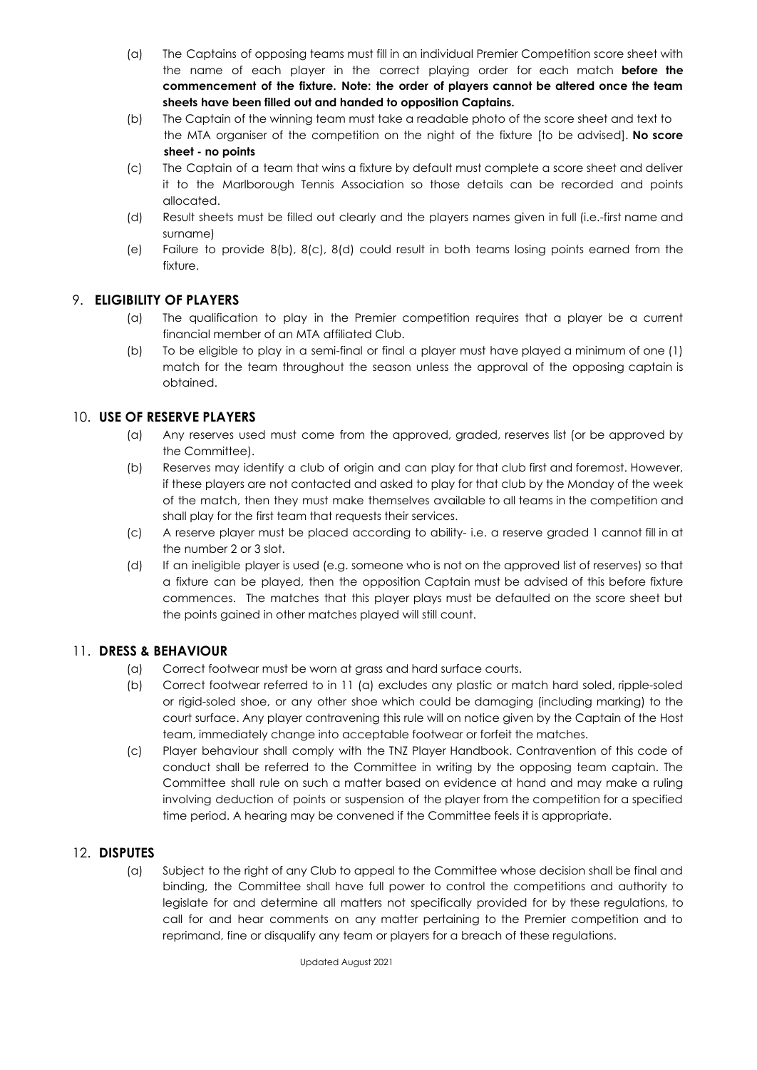(a) The Captains of opposing teams must fill in an individual Premier Competition score sheet with the name of each player in the correct playing order for each match **before the commencement of the fixture. Note: the order of players cannot be altered once the team sheets have been filled out and handed to opposition Captains.**

(b) The Captain of the winning team must take a readable photo of the score sheet and text to the MTA organiser of the competition on the night of the fixture [to be advised]. **No score sheet - no points**

(c) The Captain of a team that wins a fixture by default must complete a score sheet and deliver it to the Marlborough Tennis Association so those details can be recorded and points allocated.

(d) Result sheets must be filled out clearly and the players names given in full (i.e.-first name and surname)

(e) Failure to provide 8(b), 8(c), 8(d) could result in both teams losing points earned from the fixture.

## 9. ELIGIBILITY OF PLAYERS

(a) The qualification to play in the Premier competition requires that a player be a current financial member of an MTA affiliated Club.

(b) To be eligible to play in a semi-final or final a player must have played a minimum of one (1) match for the team throughout the season unless the approval of the opposing captain is obtained.

## 10. USE OF RESERVE PLAYERS

(a) Any reserves used must come from the approved, graded, reserves list (or be approved by the Committee).

(b) Reserves may identify a club of origin and can play for that club first and foremost. However, if these players are not contacted and asked to play for that club by the Monday of the week of the match, then they must make themselves available to all teams in the competition and shall play for the first team that requests their services.

(c) A reserve player must be placed according to ability- i.e. a reserve graded 1 cannot fill in at the number 2 or 3 slot.

(d) If an ineligible player is used (e.g. someone who is not on the approved list of reserves) so that a fixture can be played, then the opposition Captain must be advised of this before fixture commences. The matches that this player plays must be defaulted on the score sheet but the points gained in other matches played will still count.

## 11. DRESS & BEHAVIOUR

(a) Correct footwear must be worn at grass and hard surface courts.

(b) Correct footwear referred to in 11 (a) excludes any plastic or match hard soled, ripple-soled or rigid-soled shoe, or any other shoe which could be damaging (including marking) to the court surface. Any player contravening this rule will on notice given by the Captain of the Host team, immediately change into acceptable footwear or forfeit the matches.

(c) Player behaviour shall comply with the TNZ Player Handbook. Contravention of this code of conduct shall be referred to the Committee in writing by the opposing team captain. The Committee shall rule on such a matter based on evidence at hand and may make a ruling involving deduction of points or suspension of the player from the competition for a specified time period. A hearing may be convened if the Committee feels it is appropriate.

## 12. DISPUTES

(a) Subject to the right of any Club to appeal to the Committee whose decision shall be final and binding, the Committee shall have full power to control the competitions and authority to legislate for and determine all matters not specifically provided for by these regulations, to call for and hear comments on any matter pertaining to the Premier competition and to reprimand, fine or disqualify any team or players for a breach of these regulations.

Updated August 2021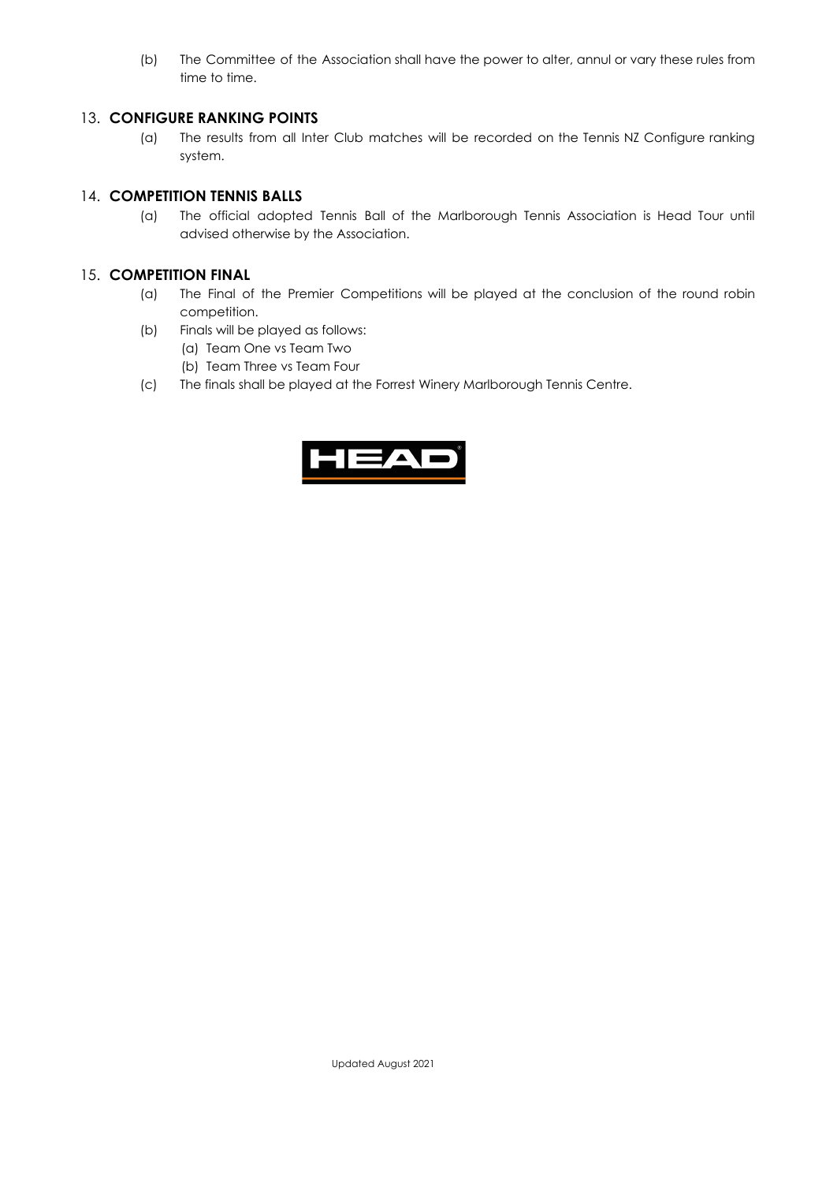(b) The Committee of the Association shall have the power to alter, annul or vary these rules from time to time.

## 13. CONFIGURE RANKING POINTS

(a) The results from all Inter Club matches will be recorded on the Tennis NZ Configure ranking system.

## 14. COMPETITION TENNIS BALLS

(a) The official adopted Tennis Ball of the Marlborough Tennis Association is Head Tour until advised otherwise by the Association.

## 15. COMPETITION FINAL

(a) The Final of the Premier Competitions will be played at the conclusion of the round robin competition.

(b) Finals will be played as follows:
   (a) Team One vs Team Two
   (b) Team Three vs Team Four

(c) The finals shall be played at the Forrest Winery Marlborough Tennis Centre.

HEAD

Updated August 2021